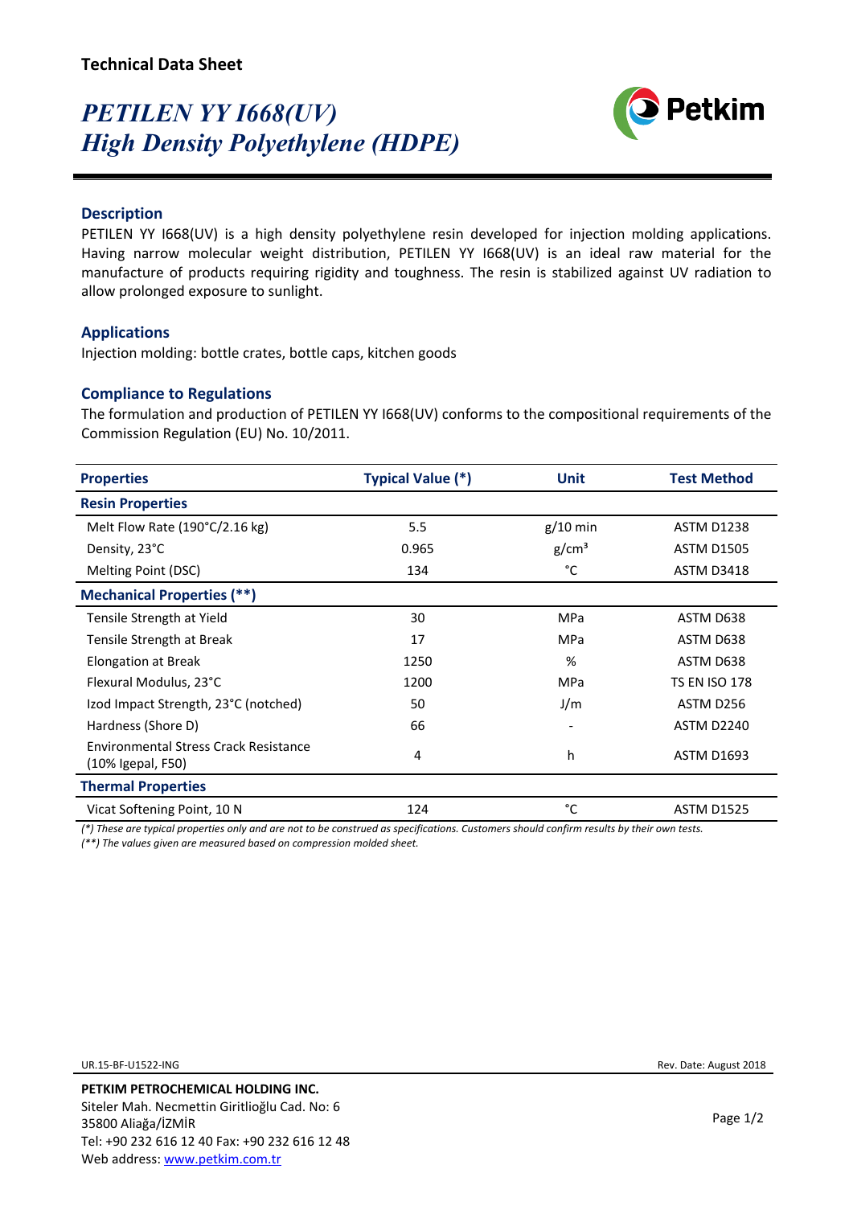**Technical Data Sheet**

# *PETILEN YY I668(UV)*
# *High Density Polyethylene (HDPE)*

Petkim

## Description

PETILEN YY I668(UV) is a high density polyethylene resin developed for injection molding applications. Having narrow molecular weight distribution, PETILEN YY I668(UV) is an ideal raw material for the manufacture of products requiring rigidity and toughness. The resin is stabilized against UV radiation to allow prolonged exposure to sunlight.

## Applications

Injection molding: bottle crates, bottle caps, kitchen goods

## Compliance to Regulations

The formulation and production of PETILEN YY I668(UV) conforms to the compositional requirements of the Commission Regulation (EU) No. 10/2011.

| Properties | Typical Value (*) | Unit | Test Method |
|---|---|---|---|
| **Resin Properties** | | | |
| Melt Flow Rate (190°C/2.16 kg) | 5.5 | g/10 min | ASTM D1238 |
| Density, 23°C | 0.965 | g/cm³ | ASTM D1505 |
| Melting Point (DSC) | 134 | °C | ASTM D3418 |
| **Mechanical Properties (**)** | | | |
| Tensile Strength at Yield | 30 | MPa | ASTM D638 |
| Tensile Strength at Break | 17 | MPa | ASTM D638 |
| Elongation at Break | 1250 | % | ASTM D638 |
| Flexural Modulus, 23°C | 1200 | MPa | TS EN ISO 178 |
| Izod Impact Strength, 23°C (notched) | 50 | J/m | ASTM D256 |
| Hardness (Shore D) | 66 | - | ASTM D2240 |
| Environmental Stress Crack Resistance (10% Igepal, F50) | 4 | h | ASTM D1693 |
| **Thermal Properties** | | | |
| Vicat Softening Point, 10 N | 124 | °C | ASTM D1525 |

*(*) These are typical properties only and are not to be construed as specifications. Customers should confirm results by their own tests.*

*(**) The values given are measured based on compression molded sheet.*

UR.15-BF-U1522-ING

Rev. Date: August 2018

**PETKIM PETROCHEMICAL HOLDING INC.**
Siteler Mah. Necmettin Giritlioğlu Cad. No: 6
35800 Aliağa/İZMİR
Tel: +90 232 616 12 40 Fax: +90 232 616 12 48
Web address: www.petkim.com.tr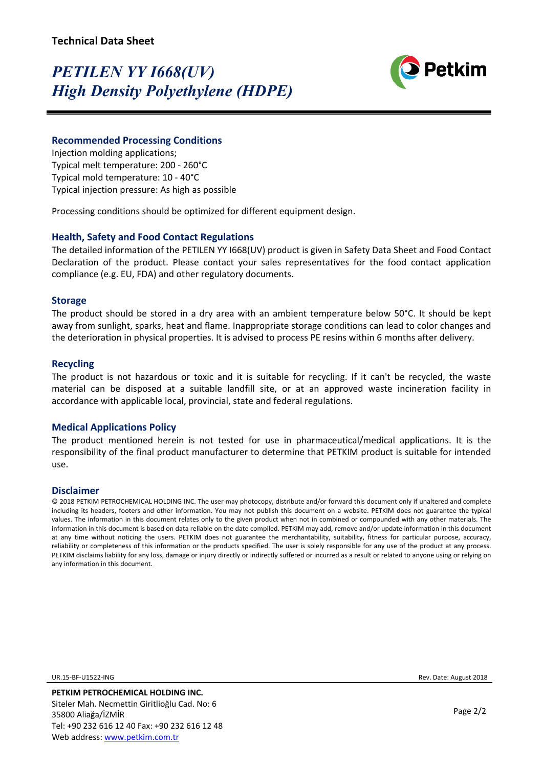**Technical Data Sheet**

# *PETILEN YY I668(UV)*
# *High Density Polyethylene (HDPE)*

## Recommended Processing Conditions

Injection molding applications;
Typical melt temperature: 200 - 260°C
Typical mold temperature: 10 - 40°C
Typical injection pressure: As high as possible

Processing conditions should be optimized for different equipment design.

## Health, Safety and Food Contact Regulations

The detailed information of the PETILEN YY I668(UV) product is given in Safety Data Sheet and Food Contact Declaration of the product. Please contact your sales representatives for the food contact application compliance (e.g. EU, FDA) and other regulatory documents.

## Storage

The product should be stored in a dry area with an ambient temperature below 50°C. It should be kept away from sunlight, sparks, heat and flame. Inappropriate storage conditions can lead to color changes and the deterioration in physical properties. It is advised to process PE resins within 6 months after delivery.

## Recycling

The product is not hazardous or toxic and it is suitable for recycling. If it can't be recycled, the waste material can be disposed at a suitable landfill site, or at an approved waste incineration facility in accordance with applicable local, provincial, state and federal regulations.

## Medical Applications Policy

The product mentioned herein is not tested for use in pharmaceutical/medical applications. It is the responsibility of the final product manufacturer to determine that PETKIM product is suitable for intended use.

## Disclaimer

© 2018 PETKIM PETROCHEMICAL HOLDING INC. The user may photocopy, distribute and/or forward this document only if unaltered and complete including its headers, footers and other information. You may not publish this document on a website. PETKIM does not guarantee the typical values. The information in this document relates only to the given product when not in combined or compounded with any other materials. The information in this document is based on data reliable on the date compiled. PETKIM may add, remove and/or update information in this document at any time without noticing the users. PETKIM does not guarantee the merchantability, suitability, fitness for particular purpose, accuracy, reliability or completeness of this information or the products specified. The user is solely responsible for any use of the product at any process. PETKIM disclaims liability for any loss, damage or injury directly or indirectly suffered or incurred as a result or related to anyone using or relying on any information in this document.

UR.15-BF-U1522-ING

Rev. Date: August 2018

**PETKIM PETROCHEMICAL HOLDING INC.**
Siteler Mah. Necmettin Giritlioğlu Cad. No: 6
35800 Aliağa/İZMİR
Tel: +90 232 616 12 40 Fax: +90 232 616 12 48
Web address: www.petkim.com.tr